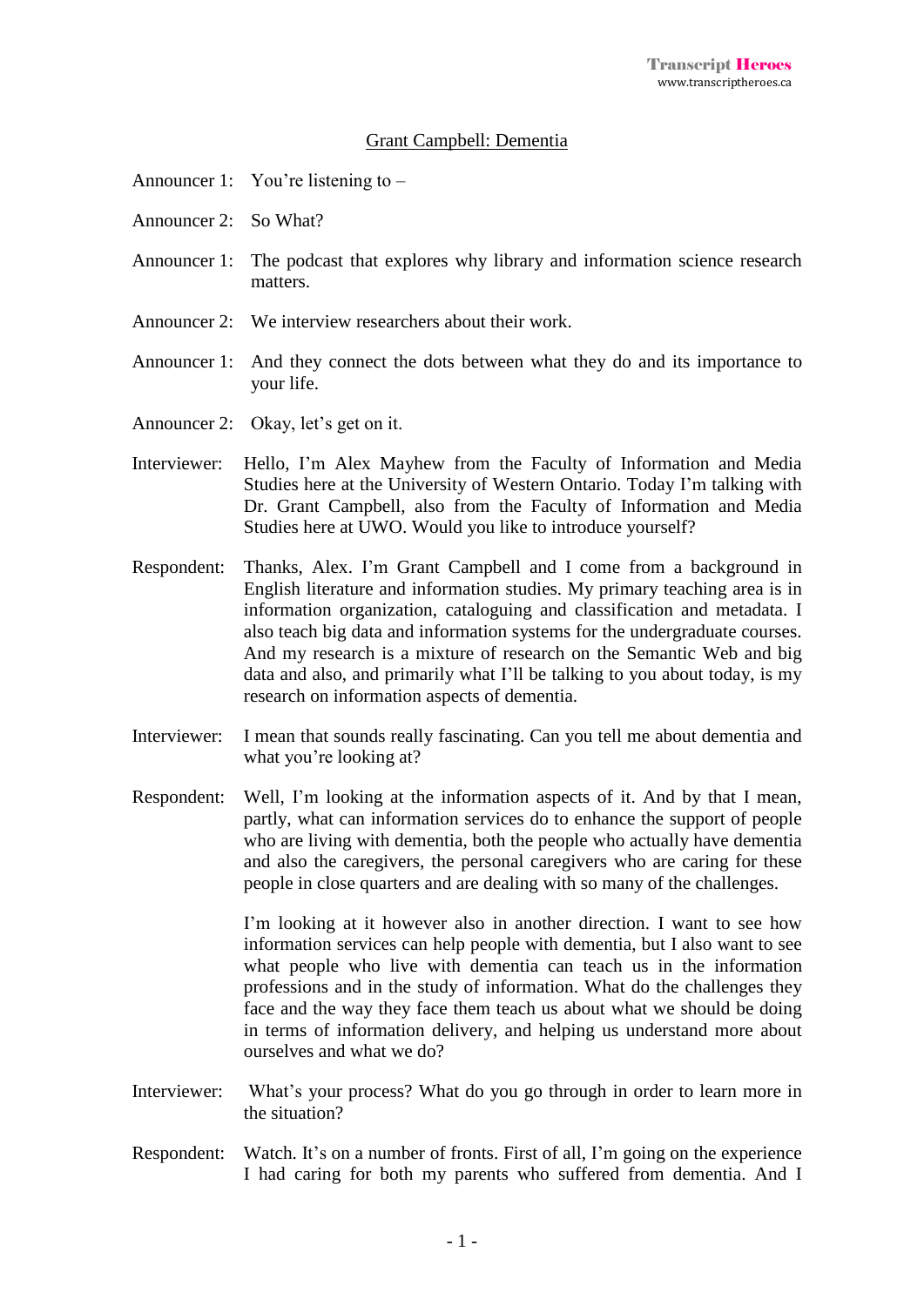<u>Grant Campbell: Dementia</u>

Announcer 1: You're listening to –

Announcer 2: So What?

Announcer 1: The podcast that explores why library and information science research matters.

Announcer 2: We interview researchers about their work.

Announcer 1: And they connect the dots between what they do and its importance to your life.

Announcer 2: Okay, let's get on it.

Interviewer: Hello, I'm Alex Mayhew from the Faculty of Information and Media Studies here at the University of Western Ontario. Today I'm talking with Dr. Grant Campbell, also from the Faculty of Information and Media Studies here at UWO. Would you like to introduce yourself?

Respondent: Thanks, Alex. I'm Grant Campbell and I come from a background in English literature and information studies. My primary teaching area is in information organization, cataloguing and classification and metadata. I also teach big data and information systems for the undergraduate courses. And my research is a mixture of research on the Semantic Web and big data and also, and primarily what I'll be talking to you about today, is my research on information aspects of dementia.

Interviewer: I mean that sounds really fascinating. Can you tell me about dementia and what you're looking at?

Respondent: Well, I'm looking at the information aspects of it. And by that I mean, partly, what can information services do to enhance the support of people who are living with dementia, both the people who actually have dementia and also the caregivers, the personal caregivers who are caring for these people in close quarters and are dealing with so many of the challenges.

I'm looking at it however also in another direction. I want to see how information services can help people with dementia, but I also want to see what people who live with dementia can teach us in the information professions and in the study of information. What do the challenges they face and the way they face them teach us about what we should be doing in terms of information delivery, and helping us understand more about ourselves and what we do?

Interviewer: What's your process? What do you go through in order to learn more in the situation?

Respondent: Watch. It's on a number of fronts. First of all, I'm going on the experience I had caring for both my parents who suffered from dementia. And I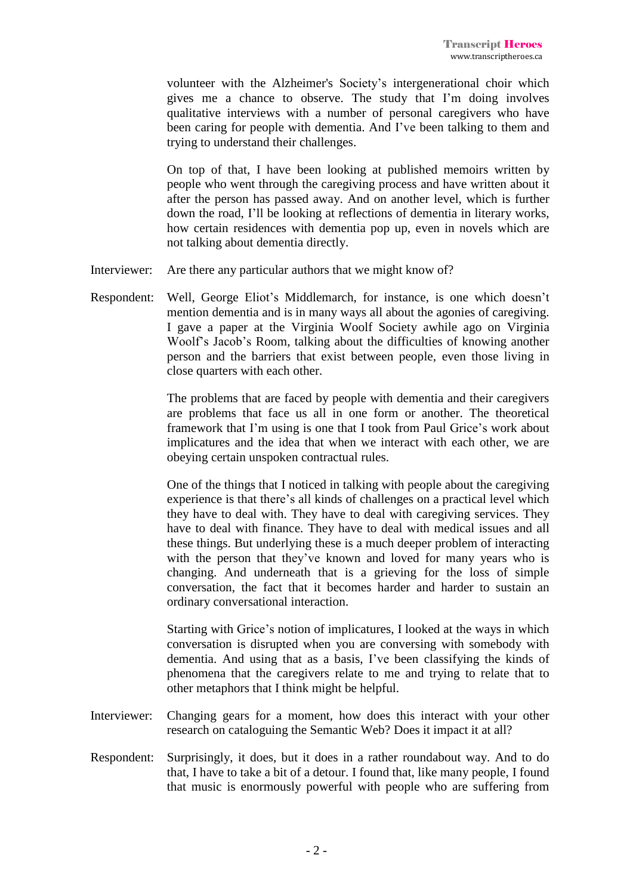volunteer with the Alzheimer's Society's intergenerational choir which gives me a chance to observe. The study that I'm doing involves qualitative interviews with a number of personal caregivers who have been caring for people with dementia. And I've been talking to them and trying to understand their challenges.

On top of that, I have been looking at published memoirs written by people who went through the caregiving process and have written about it after the person has passed away. And on another level, which is further down the road, I'll be looking at reflections of dementia in literary works, how certain residences with dementia pop up, even in novels which are not talking about dementia directly.

Interviewer: Are there any particular authors that we might know of?

Respondent: Well, George Eliot's Middlemarch, for instance, is one which doesn't mention dementia and is in many ways all about the agonies of caregiving. I gave a paper at the Virginia Woolf Society awhile ago on Virginia Woolf's Jacob's Room, talking about the difficulties of knowing another person and the barriers that exist between people, even those living in close quarters with each other.

The problems that are faced by people with dementia and their caregivers are problems that face us all in one form or another. The theoretical framework that I'm using is one that I took from Paul Grice's work about implicatures and the idea that when we interact with each other, we are obeying certain unspoken contractual rules.

One of the things that I noticed in talking with people about the caregiving experience is that there's all kinds of challenges on a practical level which they have to deal with. They have to deal with caregiving services. They have to deal with finance. They have to deal with medical issues and all these things. But underlying these is a much deeper problem of interacting with the person that they've known and loved for many years who is changing. And underneath that is a grieving for the loss of simple conversation, the fact that it becomes harder and harder to sustain an ordinary conversational interaction.

Starting with Grice's notion of implicatures, I looked at the ways in which conversation is disrupted when you are conversing with somebody with dementia. And using that as a basis, I've been classifying the kinds of phenomena that the caregivers relate to me and trying to relate that to other metaphors that I think might be helpful.

Interviewer: Changing gears for a moment, how does this interact with your other research on cataloguing the Semantic Web? Does it impact it at all?

Respondent: Surprisingly, it does, but it does in a rather roundabout way. And to do that, I have to take a bit of a detour. I found that, like many people, I found that music is enormously powerful with people who are suffering from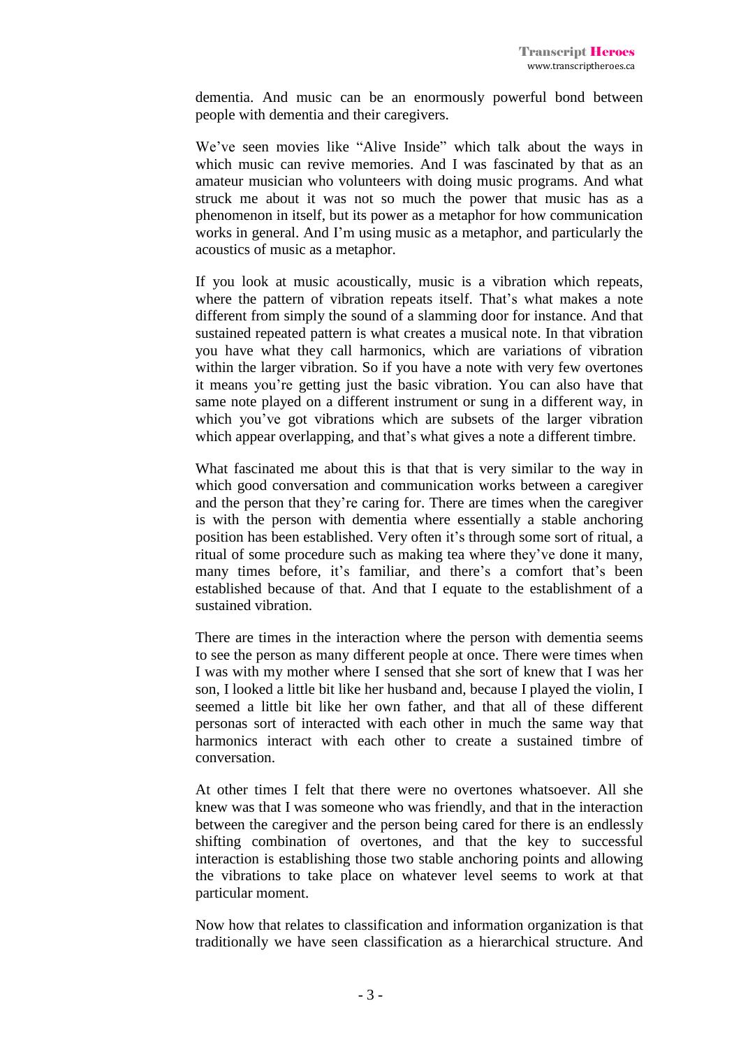dementia. And music can be an enormously powerful bond between people with dementia and their caregivers.

We've seen movies like "Alive Inside" which talk about the ways in which music can revive memories. And I was fascinated by that as an amateur musician who volunteers with doing music programs. And what struck me about it was not so much the power that music has as a phenomenon in itself, but its power as a metaphor for how communication works in general. And I'm using music as a metaphor, and particularly the acoustics of music as a metaphor.

If you look at music acoustically, music is a vibration which repeats, where the pattern of vibration repeats itself. That's what makes a note different from simply the sound of a slamming door for instance. And that sustained repeated pattern is what creates a musical note. In that vibration you have what they call harmonics, which are variations of vibration within the larger vibration. So if you have a note with very few overtones it means you're getting just the basic vibration. You can also have that same note played on a different instrument or sung in a different way, in which you've got vibrations which are subsets of the larger vibration which appear overlapping, and that's what gives a note a different timbre.

What fascinated me about this is that that is very similar to the way in which good conversation and communication works between a caregiver and the person that they're caring for. There are times when the caregiver is with the person with dementia where essentially a stable anchoring position has been established. Very often it's through some sort of ritual, a ritual of some procedure such as making tea where they've done it many, many times before, it's familiar, and there's a comfort that's been established because of that. And that I equate to the establishment of a sustained vibration.

There are times in the interaction where the person with dementia seems to see the person as many different people at once. There were times when I was with my mother where I sensed that she sort of knew that I was her son, I looked a little bit like her husband and, because I played the violin, I seemed a little bit like her own father, and that all of these different personas sort of interacted with each other in much the same way that harmonics interact with each other to create a sustained timbre of conversation.

At other times I felt that there were no overtones whatsoever. All she knew was that I was someone who was friendly, and that in the interaction between the caregiver and the person being cared for there is an endlessly shifting combination of overtones, and that the key to successful interaction is establishing those two stable anchoring points and allowing the vibrations to take place on whatever level seems to work at that particular moment.

Now how that relates to classification and information organization is that traditionally we have seen classification as a hierarchical structure. And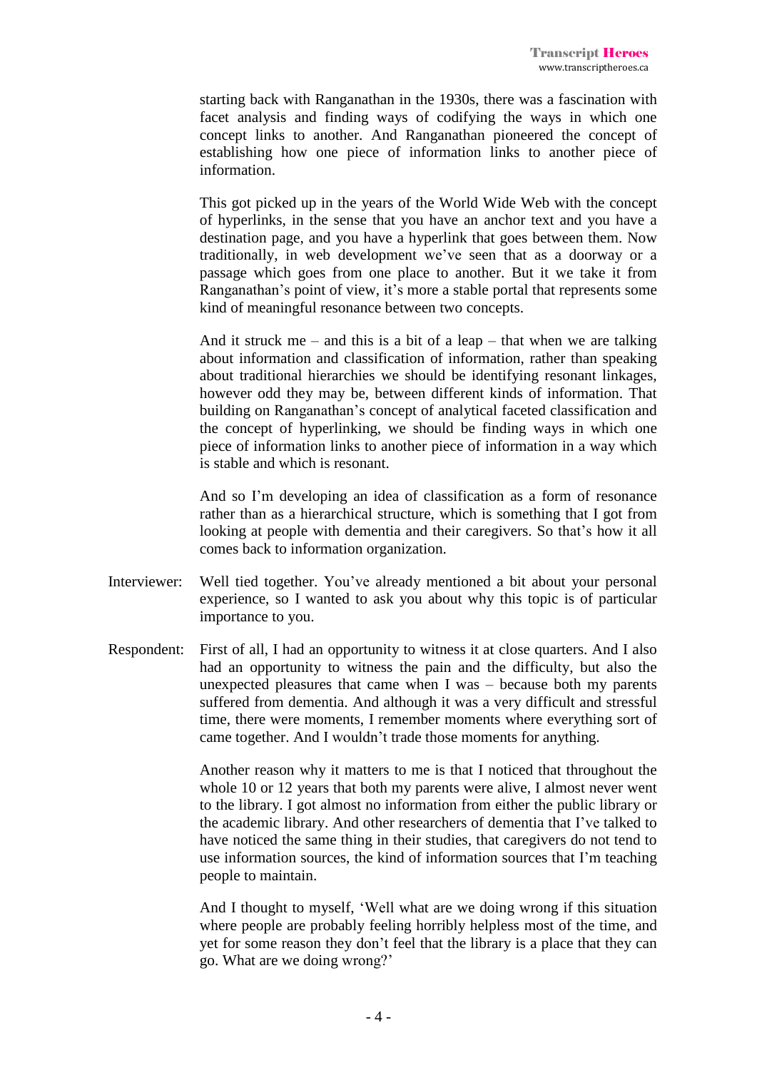starting back with Ranganathan in the 1930s, there was a fascination with facet analysis and finding ways of codifying the ways in which one concept links to another. And Ranganathan pioneered the concept of establishing how one piece of information links to another piece of information.

This got picked up in the years of the World Wide Web with the concept of hyperlinks, in the sense that you have an anchor text and you have a destination page, and you have a hyperlink that goes between them. Now traditionally, in web development we've seen that as a doorway or a passage which goes from one place to another. But it we take it from Ranganathan's point of view, it's more a stable portal that represents some kind of meaningful resonance between two concepts.

And it struck me – and this is a bit of a leap – that when we are talking about information and classification of information, rather than speaking about traditional hierarchies we should be identifying resonant linkages, however odd they may be, between different kinds of information. That building on Ranganathan's concept of analytical faceted classification and the concept of hyperlinking, we should be finding ways in which one piece of information links to another piece of information in a way which is stable and which is resonant.

And so I'm developing an idea of classification as a form of resonance rather than as a hierarchical structure, which is something that I got from looking at people with dementia and their caregivers. So that's how it all comes back to information organization.

Interviewer: Well tied together. You've already mentioned a bit about your personal experience, so I wanted to ask you about why this topic is of particular importance to you.

Respondent: First of all, I had an opportunity to witness it at close quarters. And I also had an opportunity to witness the pain and the difficulty, but also the unexpected pleasures that came when I was – because both my parents suffered from dementia. And although it was a very difficult and stressful time, there were moments, I remember moments where everything sort of came together. And I wouldn't trade those moments for anything.

Another reason why it matters to me is that I noticed that throughout the whole 10 or 12 years that both my parents were alive, I almost never went to the library. I got almost no information from either the public library or the academic library. And other researchers of dementia that I've talked to have noticed the same thing in their studies, that caregivers do not tend to use information sources, the kind of information sources that I'm teaching people to maintain.

And I thought to myself, 'Well what are we doing wrong if this situation where people are probably feeling horribly helpless most of the time, and yet for some reason they don't feel that the library is a place that they can go. What are we doing wrong?'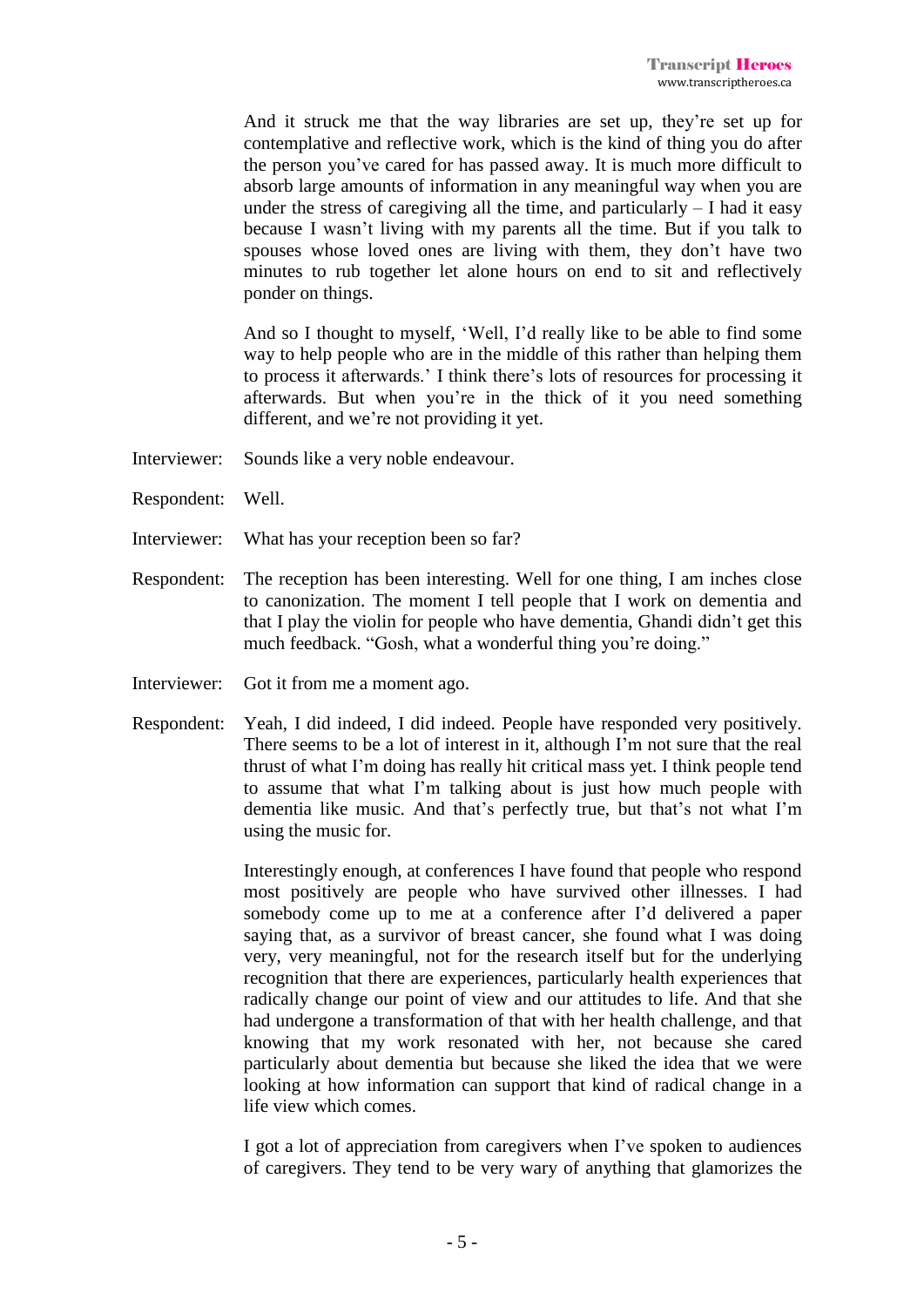And it struck me that the way libraries are set up, they're set up for contemplative and reflective work, which is the kind of thing you do after the person you've cared for has passed away. It is much more difficult to absorb large amounts of information in any meaningful way when you are under the stress of caregiving all the time, and particularly – I had it easy because I wasn't living with my parents all the time. But if you talk to spouses whose loved ones are living with them, they don't have two minutes to rub together let alone hours on end to sit and reflectively ponder on things.

And so I thought to myself, 'Well, I'd really like to be able to find some way to help people who are in the middle of this rather than helping them to process it afterwards.' I think there's lots of resources for processing it afterwards. But when you're in the thick of it you need something different, and we're not providing it yet.

Interviewer: Sounds like a very noble endeavour.

Respondent: Well.

Interviewer: What has your reception been so far?

Respondent: The reception has been interesting. Well for one thing, I am inches close to canonization. The moment I tell people that I work on dementia and that I play the violin for people who have dementia, Ghandi didn't get this much feedback. "Gosh, what a wonderful thing you're doing."

Interviewer: Got it from me a moment ago.

Respondent: Yeah, I did indeed, I did indeed. People have responded very positively. There seems to be a lot of interest in it, although I'm not sure that the real thrust of what I'm doing has really hit critical mass yet. I think people tend to assume that what I'm talking about is just how much people with dementia like music. And that's perfectly true, but that's not what I'm using the music for.

Interestingly enough, at conferences I have found that people who respond most positively are people who have survived other illnesses. I had somebody come up to me at a conference after I'd delivered a paper saying that, as a survivor of breast cancer, she found what I was doing very, very meaningful, not for the research itself but for the underlying recognition that there are experiences, particularly health experiences that radically change our point of view and our attitudes to life. And that she had undergone a transformation of that with her health challenge, and that knowing that my work resonated with her, not because she cared particularly about dementia but because she liked the idea that we were looking at how information can support that kind of radical change in a life view which comes.

I got a lot of appreciation from caregivers when I've spoken to audiences of caregivers. They tend to be very wary of anything that glamorizes the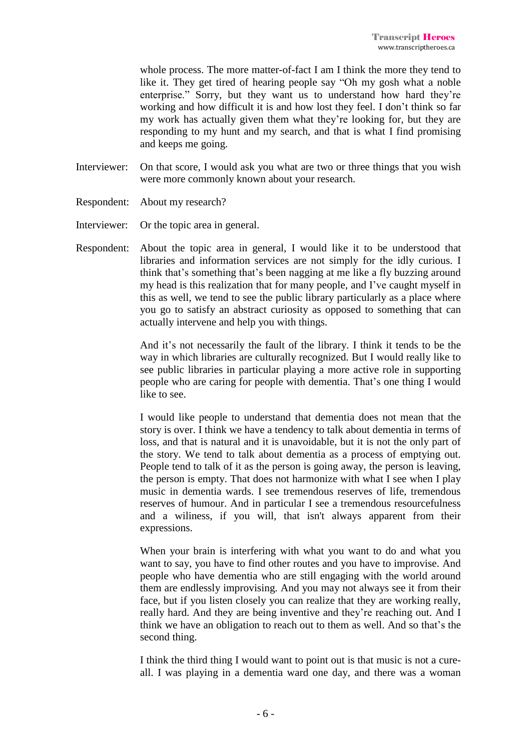whole process. The more matter-of-fact I am I think the more they tend to like it. They get tired of hearing people say "Oh my gosh what a noble enterprise." Sorry, but they want us to understand how hard they're working and how difficult it is and how lost they feel. I don't think so far my work has actually given them what they're looking for, but they are responding to my hunt and my search, and that is what I find promising and keeps me going.

Interviewer: On that score, I would ask you what are two or three things that you wish were more commonly known about your research.

Respondent: About my research?

Interviewer: Or the topic area in general.

Respondent: About the topic area in general, I would like it to be understood that libraries and information services are not simply for the idly curious. I think that's something that's been nagging at me like a fly buzzing around my head is this realization that for many people, and I've caught myself in this as well, we tend to see the public library particularly as a place where you go to satisfy an abstract curiosity as opposed to something that can actually intervene and help you with things.

And it's not necessarily the fault of the library. I think it tends to be the way in which libraries are culturally recognized. But I would really like to see public libraries in particular playing a more active role in supporting people who are caring for people with dementia. That's one thing I would like to see.

I would like people to understand that dementia does not mean that the story is over. I think we have a tendency to talk about dementia in terms of loss, and that is natural and it is unavoidable, but it is not the only part of the story. We tend to talk about dementia as a process of emptying out. People tend to talk of it as the person is going away, the person is leaving, the person is empty. That does not harmonize with what I see when I play music in dementia wards. I see tremendous reserves of life, tremendous reserves of humour. And in particular I see a tremendous resourcefulness and a wiliness, if you will, that isn't always apparent from their expressions.

When your brain is interfering with what you want to do and what you want to say, you have to find other routes and you have to improvise. And people who have dementia who are still engaging with the world around them are endlessly improvising. And you may not always see it from their face, but if you listen closely you can realize that they are working really, really hard. And they are being inventive and they're reaching out. And I think we have an obligation to reach out to them as well. And so that's the second thing.

I think the third thing I would want to point out is that music is not a cure-all. I was playing in a dementia ward one day, and there was a woman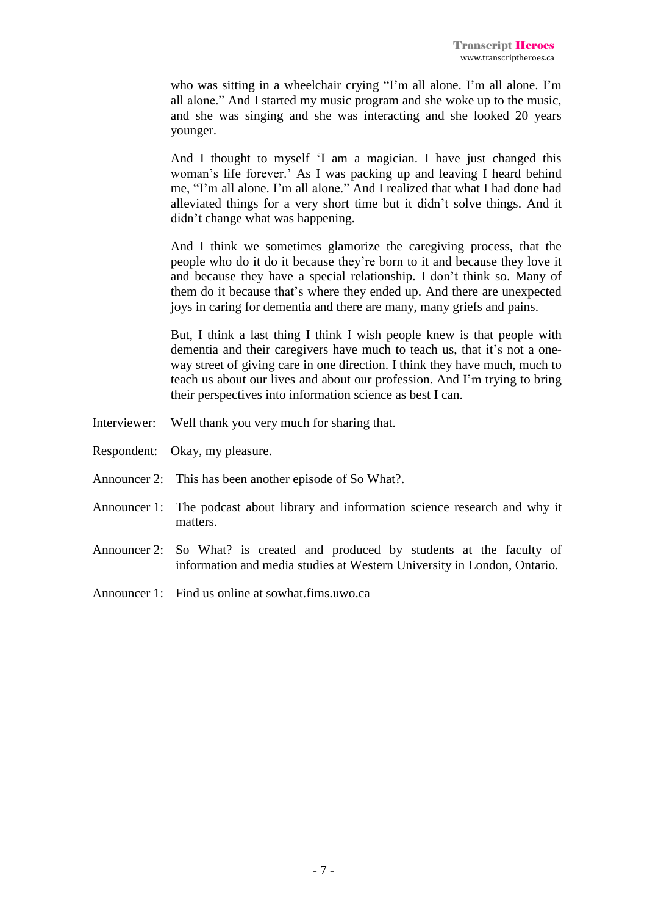who was sitting in a wheelchair crying "I'm all alone. I'm all alone. I'm all alone." And I started my music program and she woke up to the music, and she was singing and she was interacting and she looked 20 years younger.

And I thought to myself 'I am a magician. I have just changed this woman's life forever.' As I was packing up and leaving I heard behind me, "I'm all alone. I'm all alone." And I realized that what I had done had alleviated things for a very short time but it didn't solve things. And it didn't change what was happening.

And I think we sometimes glamorize the caregiving process, that the people who do it do it because they're born to it and because they love it and because they have a special relationship. I don't think so. Many of them do it because that's where they ended up. And there are unexpected joys in caring for dementia and there are many, many griefs and pains.

But, I think a last thing I think I wish people knew is that people with dementia and their caregivers have much to teach us, that it's not a one-way street of giving care in one direction. I think they have much, much to teach us about our lives and about our profession. And I'm trying to bring their perspectives into information science as best I can.

Interviewer: Well thank you very much for sharing that.

Respondent: Okay, my pleasure.

Announcer 2: This has been another episode of So What?.

Announcer 1: The podcast about library and information science research and why it matters.

Announcer 2: So What? is created and produced by students at the faculty of information and media studies at Western University in London, Ontario.

Announcer 1: Find us online at sowhat.fims.uwo.ca